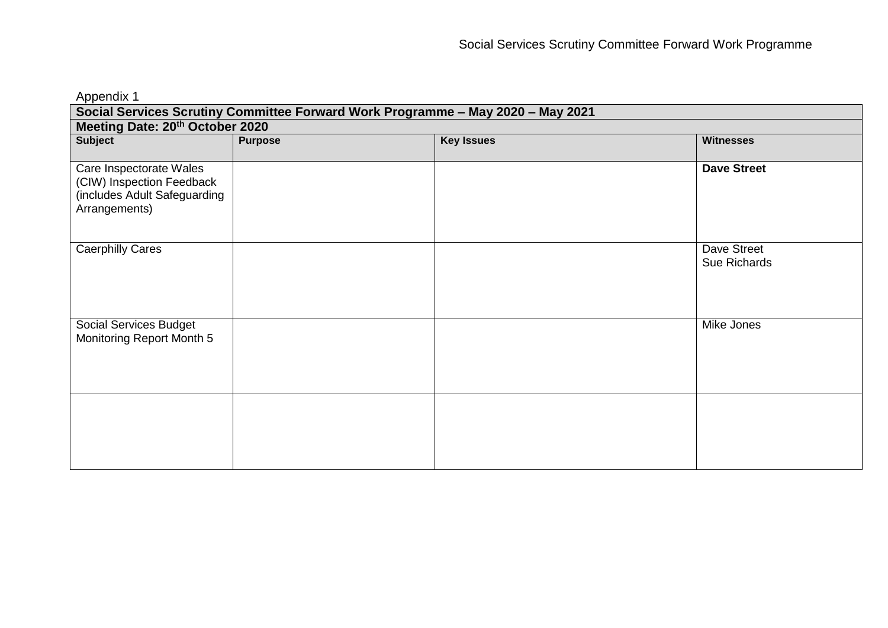Appendix 1

| **Social Services Scrutiny Committee Forward Work Programme – May 2020 – May 2021** | | | |
|---|---|---|---|
| **Meeting Date: 20th October 2020** | | | |
| **Subject** | **Purpose** | **Key Issues** | **Witnesses** |
| Care Inspectorate Wales (CIW) Inspection Feedback (includes Adult Safeguarding Arrangements) | | | **Dave Street** |
| Caerphilly Cares | | | Dave Street<br>Sue Richards |
| Social Services Budget Monitoring Report Month 5 | | | Mike Jones |
| | | | |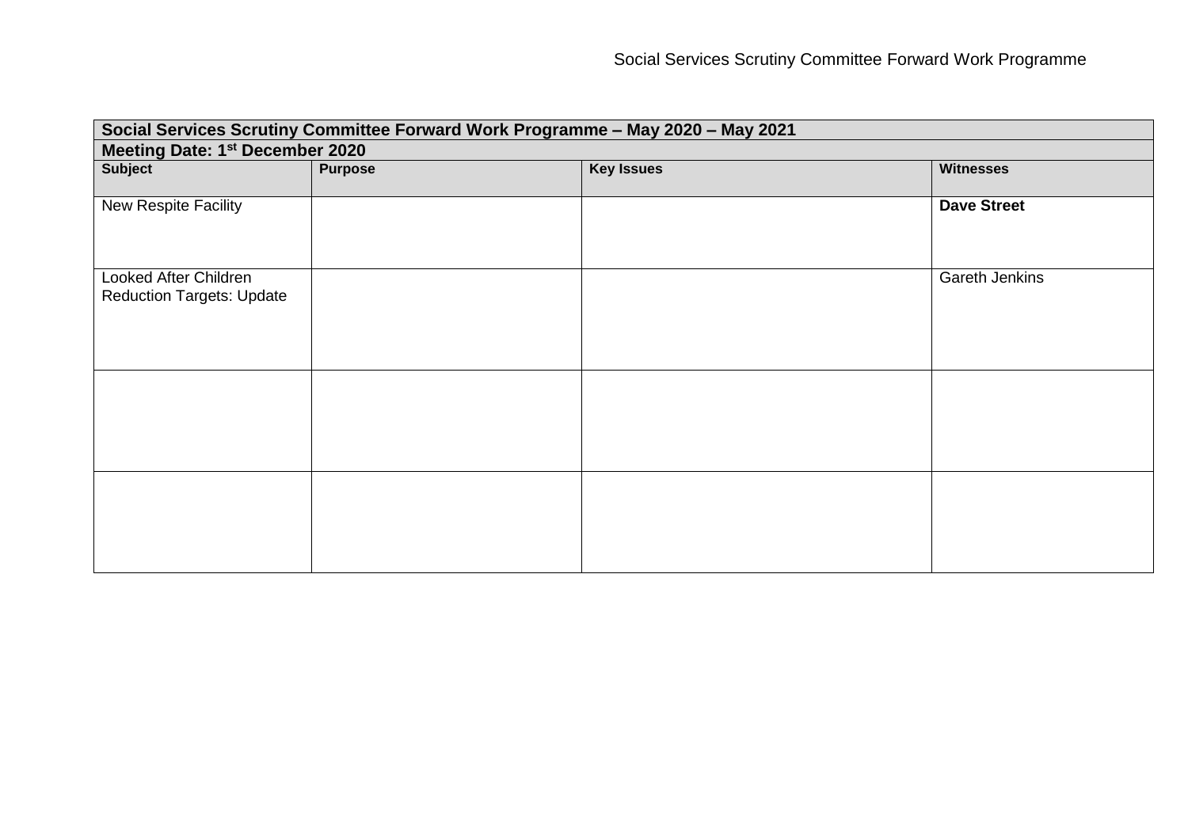| Social Services Scrutiny Committee Forward Work Programme – May 2020 – May 2021 | | | |
|---|---|---|---|
| **Meeting Date: 1st December 2020** | | | |
| **Subject** | **Purpose** | **Key Issues** | **Witnesses** |
| New Respite Facility | | | **Dave Street** |
| Looked After Children Reduction Targets: Update | | | Gareth Jenkins |
| | | | |
| | | | |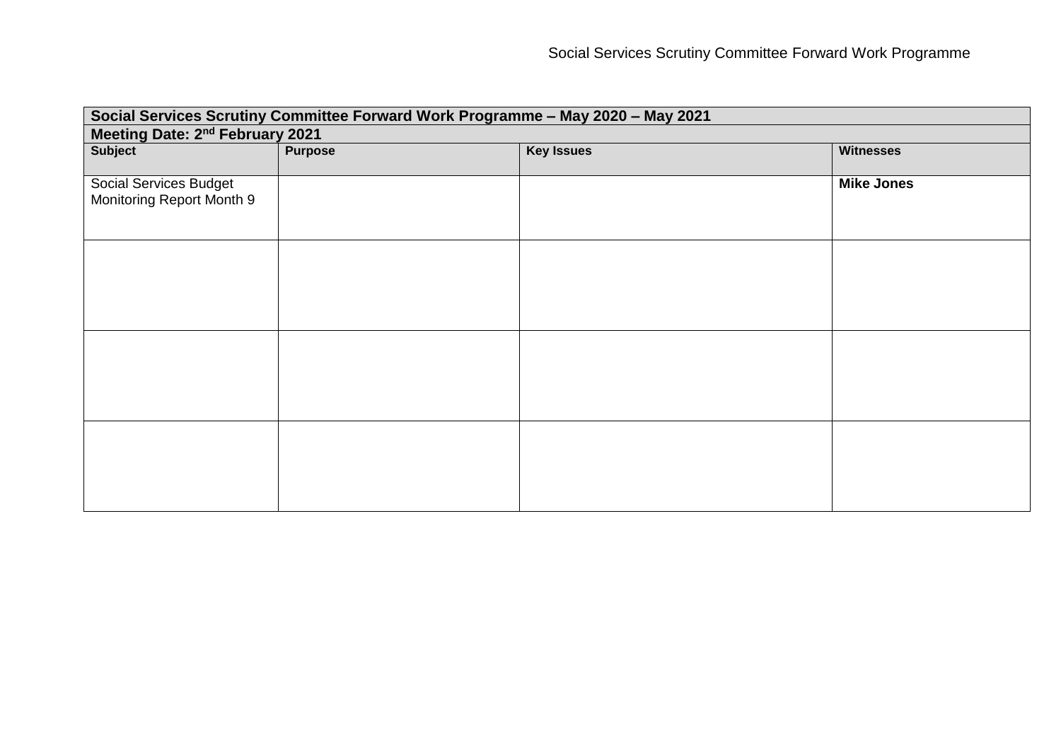| Social Services Scrutiny Committee Forward Work Programme – May 2020 – May 2021 | | | |
|---|---|---|---|
| **Meeting Date: 2nd February 2021** | | | |
| **Subject** | **Purpose** | **Key Issues** | **Witnesses** |
| Social Services Budget Monitoring Report Month 9 | | | **Mike Jones** |
| | | | |
| | | | |
| | | | |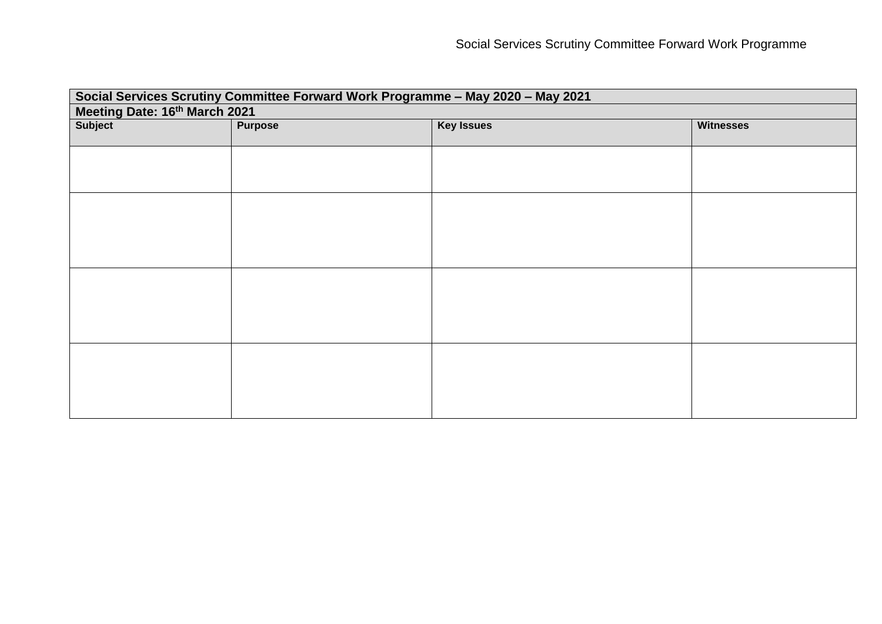| Social Services Scrutiny Committee Forward Work Programme – May 2020 – May 2021 | | | |
|---|---|---|---|
| **Meeting Date: 16th March 2021** | | | |
| **Subject** | **Purpose** | **Key Issues** | **Witnesses** |
| | | | |
| | | | |
| | | | |
| | | | |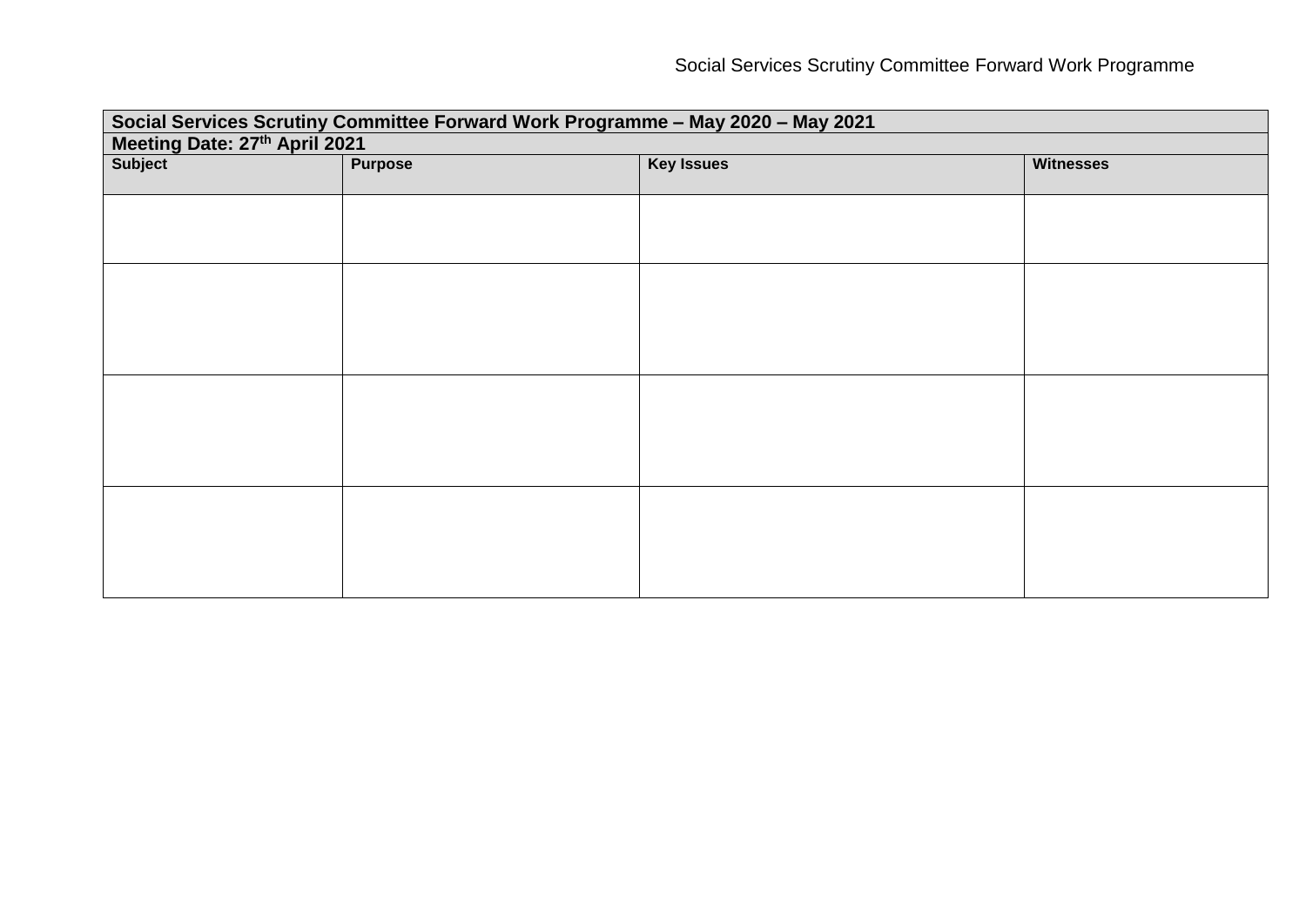| Social Services Scrutiny Committee Forward Work Programme – May 2020 – May 2021 | | | |
|---|---|---|---|
| **Meeting Date: 27th April 2021** | | | |
| **Subject** | **Purpose** | **Key Issues** | **Witnesses** |
| | | | |
| | | | |
| | | | |
| | | | |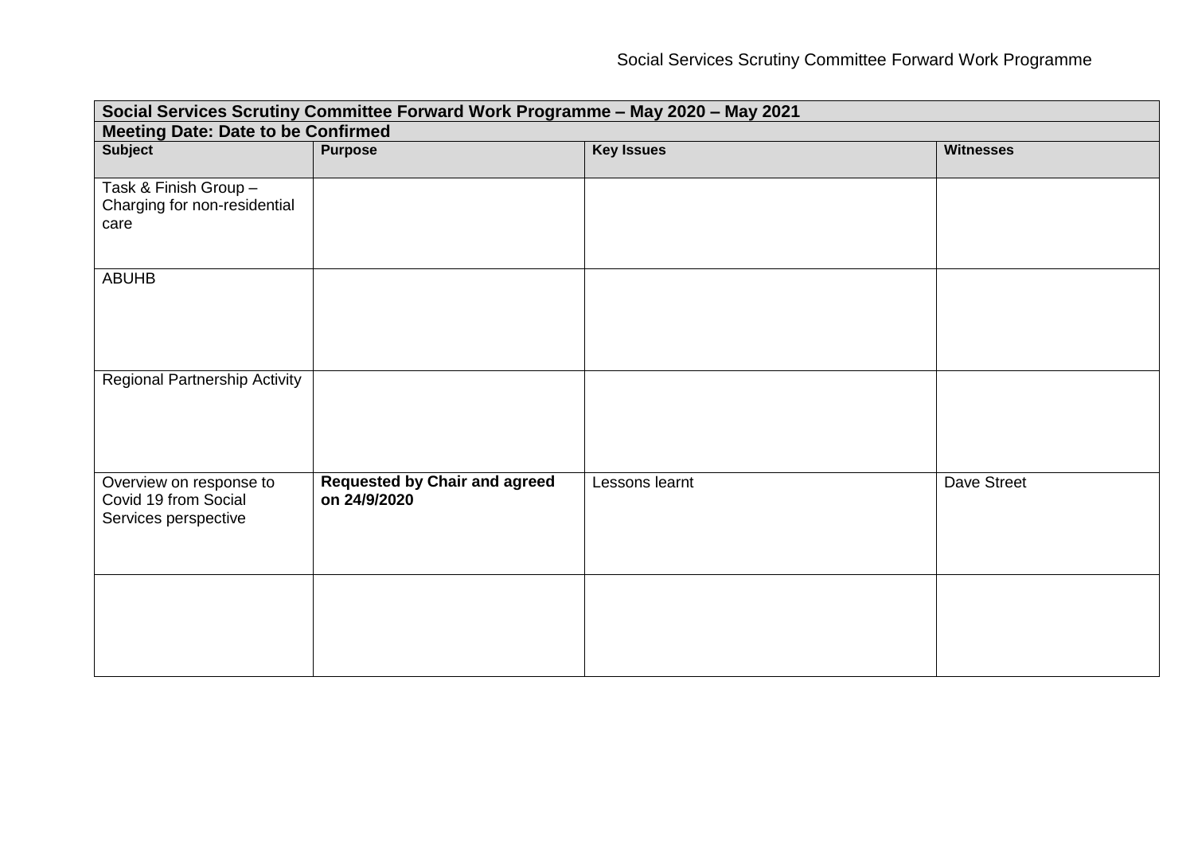| Social Services Scrutiny Committee Forward Work Programme – May 2020 – May 2021 | | | |
|---|---|---|---|
| **Meeting Date: Date to be Confirmed** | | | |
| **Subject** | **Purpose** | **Key Issues** | **Witnesses** |
| Task & Finish Group – Charging for non-residential care | | | |
| ABUHB | | | |
| Regional Partnership Activity | | | |
| Overview on response to Covid 19 from Social Services perspective | **Requested by Chair and agreed on 24/9/2020** | Lessons learnt | Dave Street |
| | | | |